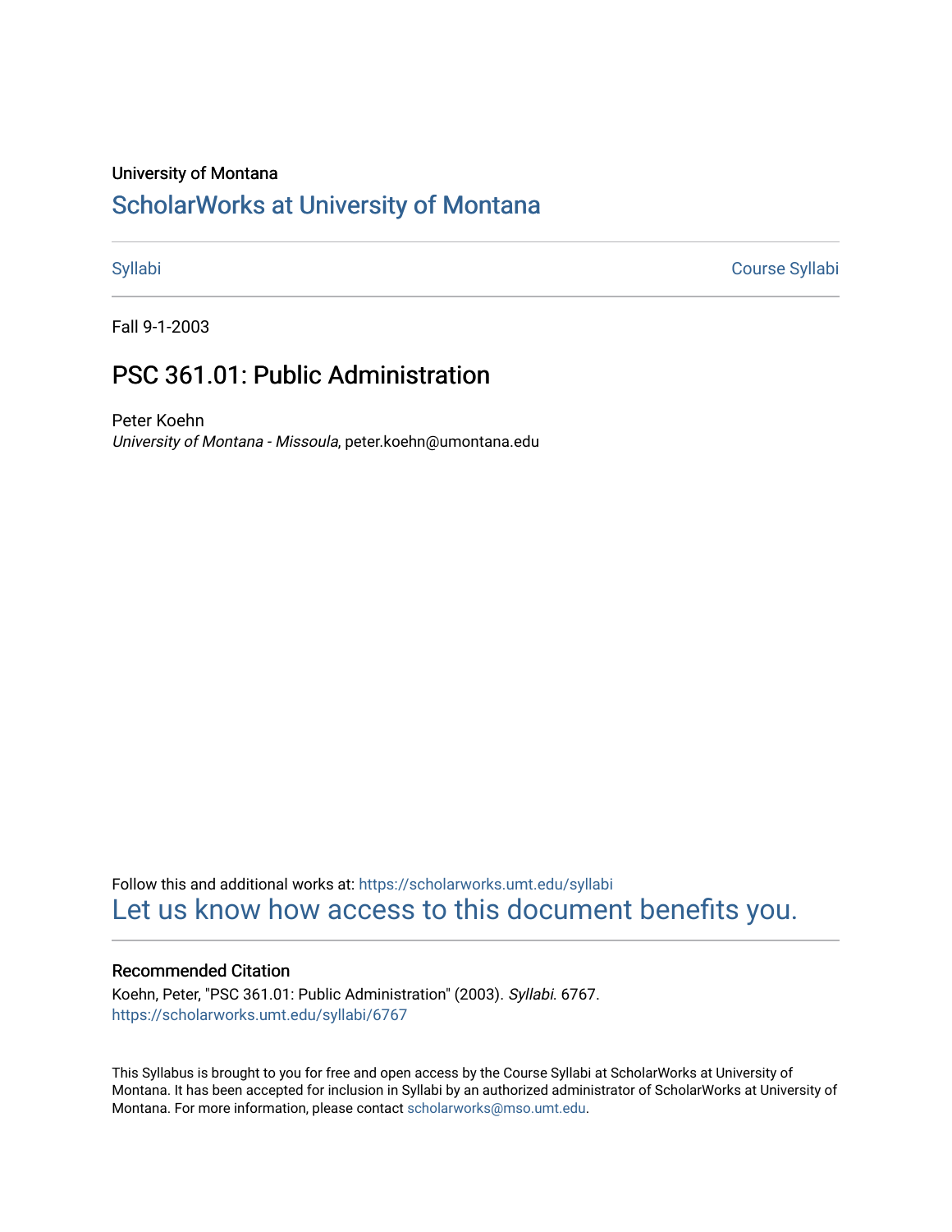University of Montana

# ScholarWorks at University of Montana

Syllabi | Course Syllabi

Fall 9-1-2003

## PSC 361.01: Public Administration

Peter Koehn
*University of Montana - Missoula*, peter.koehn@umontana.edu

Follow this and additional works at: https://scholarworks.umt.edu/syllabi
Let us know how access to this document benefits you.

### Recommended Citation

Koehn, Peter, "PSC 361.01: Public Administration" (2003). *Syllabi*. 6767.
https://scholarworks.umt.edu/syllabi/6767

This Syllabus is brought to you for free and open access by the Course Syllabi at ScholarWorks at University of Montana. It has been accepted for inclusion in Syllabi by an authorized administrator of ScholarWorks at University of Montana. For more information, please contact scholarworks@mso.umt.edu.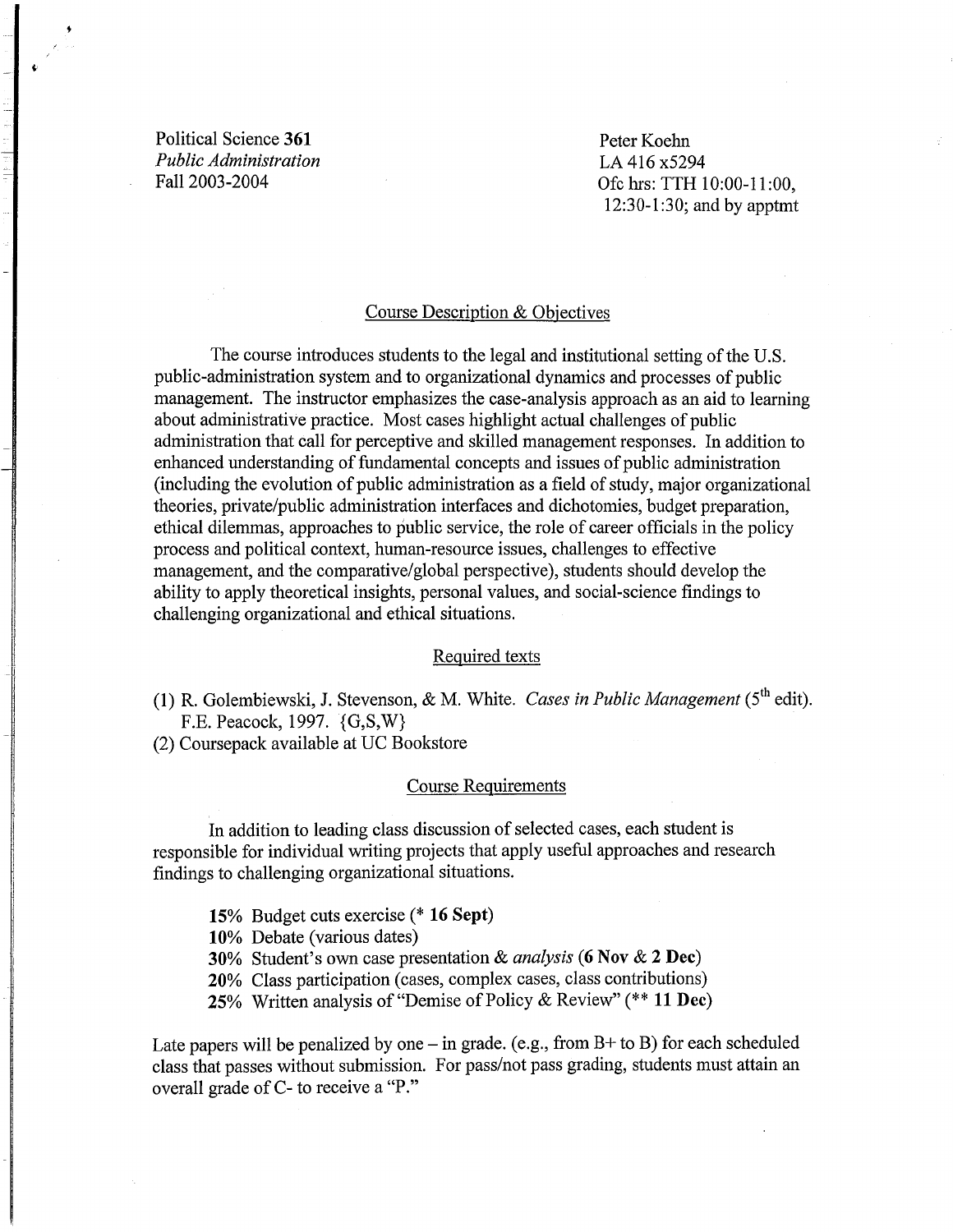Political Science **361**
*Public Administration*
Fall 2003-2004

Peter Koehn
LA 416 x5294
Ofc hrs: TTH 10:00-11:00, 12:30-1:30; and by apptmt

## Course Description & Objectives

The course introduces students to the legal and institutional setting of the U.S. public-administration system and to organizational dynamics and processes of public management. The instructor emphasizes the case-analysis approach as an aid to learning about administrative practice. Most cases highlight actual challenges of public administration that call for perceptive and skilled management responses. In addition to enhanced understanding of fundamental concepts and issues of public administration (including the evolution of public administration as a field of study, major organizational theories, private/public administration interfaces and dichotomies, budget preparation, ethical dilemmas, approaches to public service, the role of career officials in the policy process and political context, human-resource issues, challenges to effective management, and the comparative/global perspective), students should develop the ability to apply theoretical insights, personal values, and social-science findings to challenging organizational and ethical situations.

## Required texts

(1) R. Golembiewski, J. Stevenson, & M. White. *Cases in Public Management* (5th edit). F.E. Peacock, 1997. {G,S,W}
(2) Coursepack available at UC Bookstore

## Course Requirements

In addition to leading class discussion of selected cases, each student is responsible for individual writing projects that apply useful approaches and research findings to challenging organizational situations.

- **15%** Budget cuts exercise (* **16 Sept**)
- **10%** Debate (various dates)
- **30%** Student's own case presentation & *analysis* (**6 Nov** & **2 Dec**)
- **20%** Class participation (cases, complex cases, class contributions)
- **25%** Written analysis of "Demise of Policy & Review" (** **11 Dec**)

Late papers will be penalized by one – in grade. (e.g., from B+ to B) for each scheduled class that passes without submission. For pass/not pass grading, students must attain an overall grade of C- to receive a "P."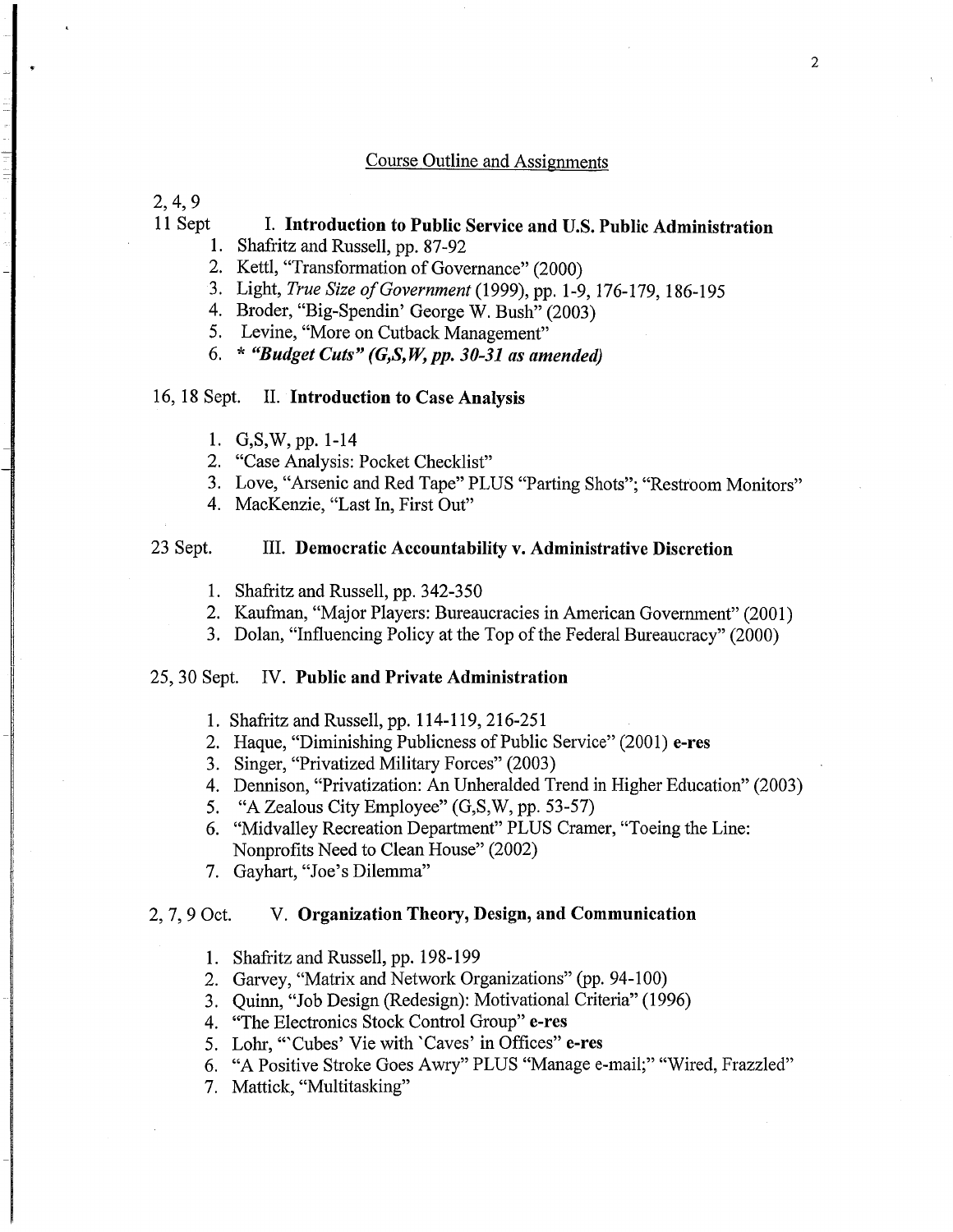## Course Outline and Assignments

2, 4, 9
11 Sept **I. Introduction to Public Service and U.S. Public Administration**

1. Shafritz and Russell, pp. 87-92
2. Kettl, "Transformation of Governance" (2000)
3. Light, *True Size of Government* (1999), pp. 1-9, 176-179, 186-195
4. Broder, "Big-Spendin' George W. Bush" (2003)
5. Levine, "More on Cutback Management"
6. *** *"Budget Cuts" (G,S,W, pp. 30-31 as amended)***

16, 18 Sept. **II. Introduction to Case Analysis**

1. G,S,W, pp. 1-14
2. "Case Analysis: Pocket Checklist"
3. Love, "Arsenic and Red Tape" PLUS "Parting Shots"; "Restroom Monitors"
4. MacKenzie, "Last In, First Out"

23 Sept. **III. Democratic Accountability v. Administrative Discretion**

1. Shafritz and Russell, pp. 342-350
2. Kaufman, "Major Players: Bureaucracies in American Government" (2001)
3. Dolan, "Influencing Policy at the Top of the Federal Bureaucracy" (2000)

25, 30 Sept. **IV. Public and Private Administration**

1. Shafritz and Russell, pp. 114-119, 216-251
2. Haque, "Diminishing Publicness of Public Service" (2001) **e-res**
3. Singer, "Privatized Military Forces" (2003)
4. Dennison, "Privatization: An Unheralded Trend in Higher Education" (2003)
5. "A Zealous City Employee" (G,S,W, pp. 53-57)
6. "Midvalley Recreation Department" PLUS Cramer, "Toeing the Line: Nonprofits Need to Clean House" (2002)
7. Gayhart, "Joe's Dilemma"

2, 7, 9 Oct. **V. Organization Theory, Design, and Communication**

1. Shafritz and Russell, pp. 198-199
2. Garvey, "Matrix and Network Organizations" (pp. 94-100)
3. Quinn, "Job Design (Redesign): Motivational Criteria" (1996)
4. "The Electronics Stock Control Group" **e-res**
5. Lohr, "'Cubes' Vie with 'Caves' in Offices" **e-res**
6. "A Positive Stroke Goes Awry" PLUS "Manage e-mail;" "Wired, Frazzled"
7. Mattick, "Multitasking"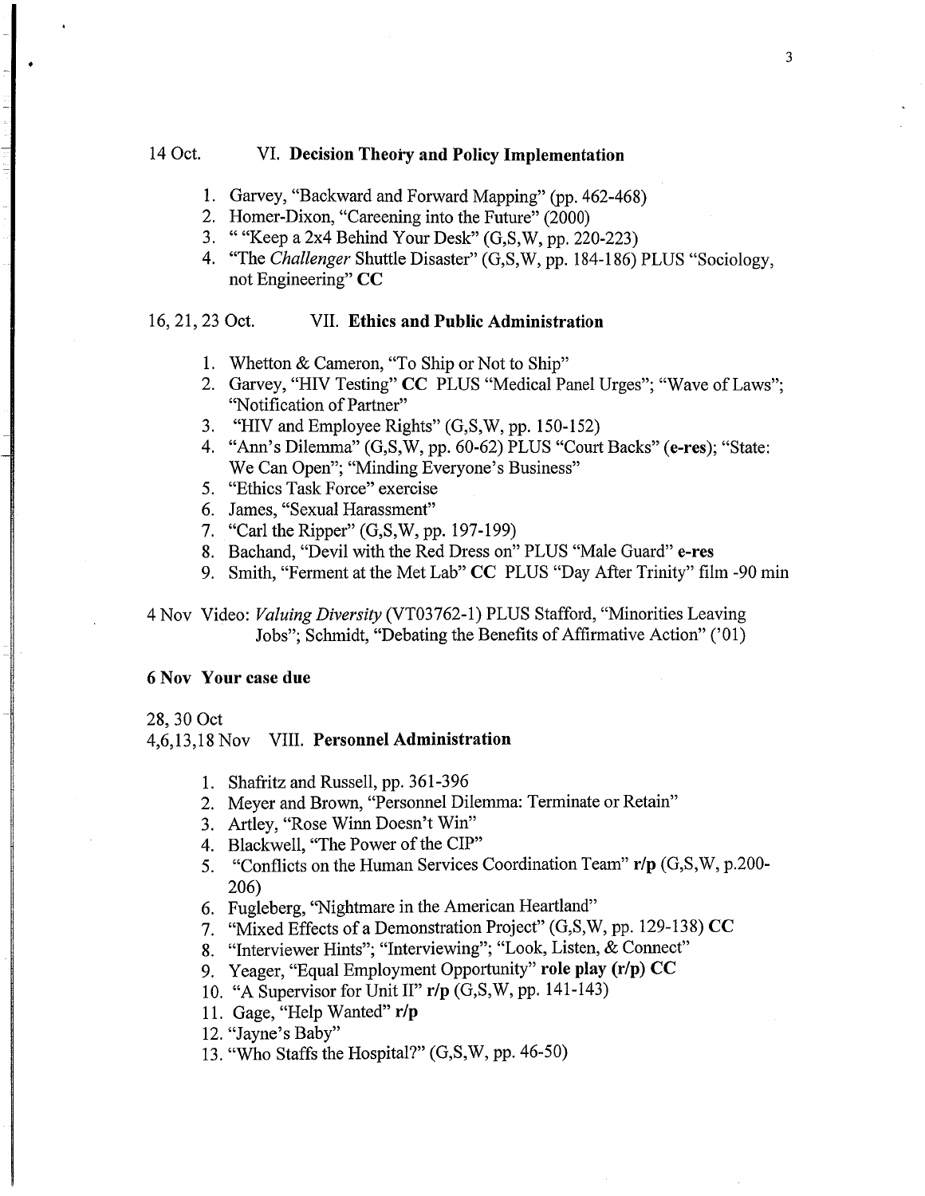14 Oct. VI. **Decision Theory and Policy Implementation**

1. Garvey, "Backward and Forward Mapping" (pp. 462-468)
2. Homer-Dixon, "Careening into the Future" (2000)
3. " "Keep a 2x4 Behind Your Desk" (G,S,W, pp. 220-223)
4. "The *Challenger* Shuttle Disaster" (G,S,W, pp. 184-186) PLUS "Sociology, not Engineering" **CC**

16, 21, 23 Oct. VII. **Ethics and Public Administration**

1. Whetton & Cameron, "To Ship or Not to Ship"
2. Garvey, "HIV Testing" **CC** PLUS "Medical Panel Urges"; "Wave of Laws"; "Notification of Partner"
3. "HIV and Employee Rights" (G,S,W, pp. 150-152)
4. "Ann's Dilemma" (G,S,W, pp. 60-62) PLUS "Court Backs" (**e-res**); "State: We Can Open"; "Minding Everyone's Business"
5. "Ethics Task Force" exercise
6. James, "Sexual Harassment"
7. "Carl the Ripper" (G,S,W, pp. 197-199)
8. Bachand, "Devil with the Red Dress on" PLUS "Male Guard" **e-res**
9. Smith, "Ferment at the Met Lab" **CC** PLUS "Day After Trinity" film -90 min

4 Nov Video: *Valuing Diversity* (VT03762-1) PLUS Stafford, "Minorities Leaving Jobs"; Schmidt, "Debating the Benefits of Affirmative Action" ('01)

**6 Nov Your case due**

28, 30 Oct
4,6,13,18 Nov VIII. **Personnel Administration**

1. Shafritz and Russell, pp. 361-396
2. Meyer and Brown, "Personnel Dilemma: Terminate or Retain"
3. Artley, "Rose Winn Doesn't Win"
4. Blackwell, "The Power of the CIP"
5. "Conflicts on the Human Services Coordination Team" **r/p** (G,S,W, p.200-206)
6. Fugleberg, "Nightmare in the American Heartland"
7. "Mixed Effects of a Demonstration Project" (G,S,W, pp. 129-138) **CC**
8. "Interviewer Hints"; "Interviewing"; "Look, Listen, & Connect"
9. Yeager, "Equal Employment Opportunity" **role play (r/p) CC**
10. "A Supervisor for Unit II" **r/p** (G,S,W, pp. 141-143)
11. Gage, "Help Wanted" **r/p**
12. "Jayne's Baby"
13. "Who Staffs the Hospital?" (G,S,W, pp. 46-50)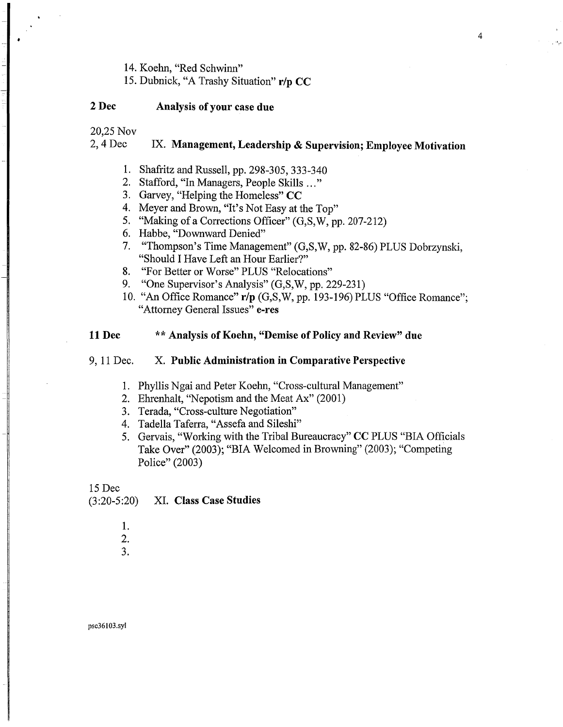14. Koehn, "Red Schwinn"
15. Dubnick, "A Trashy Situation" **r/p CC**

**2 Dec** **Analysis of your case due**

20,25 Nov
2, 4 Dec **IX. Management, Leadership & Supervision; Employee Motivation**

1. Shafritz and Russell, pp. 298-305, 333-340
2. Stafford, "In Managers, People Skills …"
3. Garvey, "Helping the Homeless" **CC**
4. Meyer and Brown, "It's Not Easy at the Top"
5. "Making of a Corrections Officer" (G,S,W, pp. 207-212)
6. Habbe, "Downward Denied"
7. "Thompson's Time Management" (G,S,W, pp. 82-86) PLUS Dobrzynski, "Should I Have Left an Hour Earlier?"
8. "For Better or Worse" PLUS "Relocations"
9. "One Supervisor's Analysis" (G,S,W, pp. 229-231)
10. "An Office Romance" **r/p** (G,S,W, pp. 193-196) PLUS "Office Romance"; "Attorney General Issues" **e-res**

**11 Dec** **\*\* Analysis of Koehn, "Demise of Policy and Review" due**

9, 11 Dec. **X. Public Administration in Comparative Perspective**

1. Phyllis Ngai and Peter Koehn, "Cross-cultural Management"
2. Ehrenhalt, "Nepotism and the Meat Ax" (2001)
3. Terada, "Cross-culture Negotiation"
4. Tadella Taferra, "Assefa and Sileshi"
5. Gervais, "Working with the Tribal Bureaucracy" **CC** PLUS "BIA Officials Take Over" (2003); "BIA Welcomed in Browning" (2003); "Competing Police" (2003)

15 Dec
(3:20-5:20) **XI. Class Case Studies**

1.
2.
3.

psc36103.syl